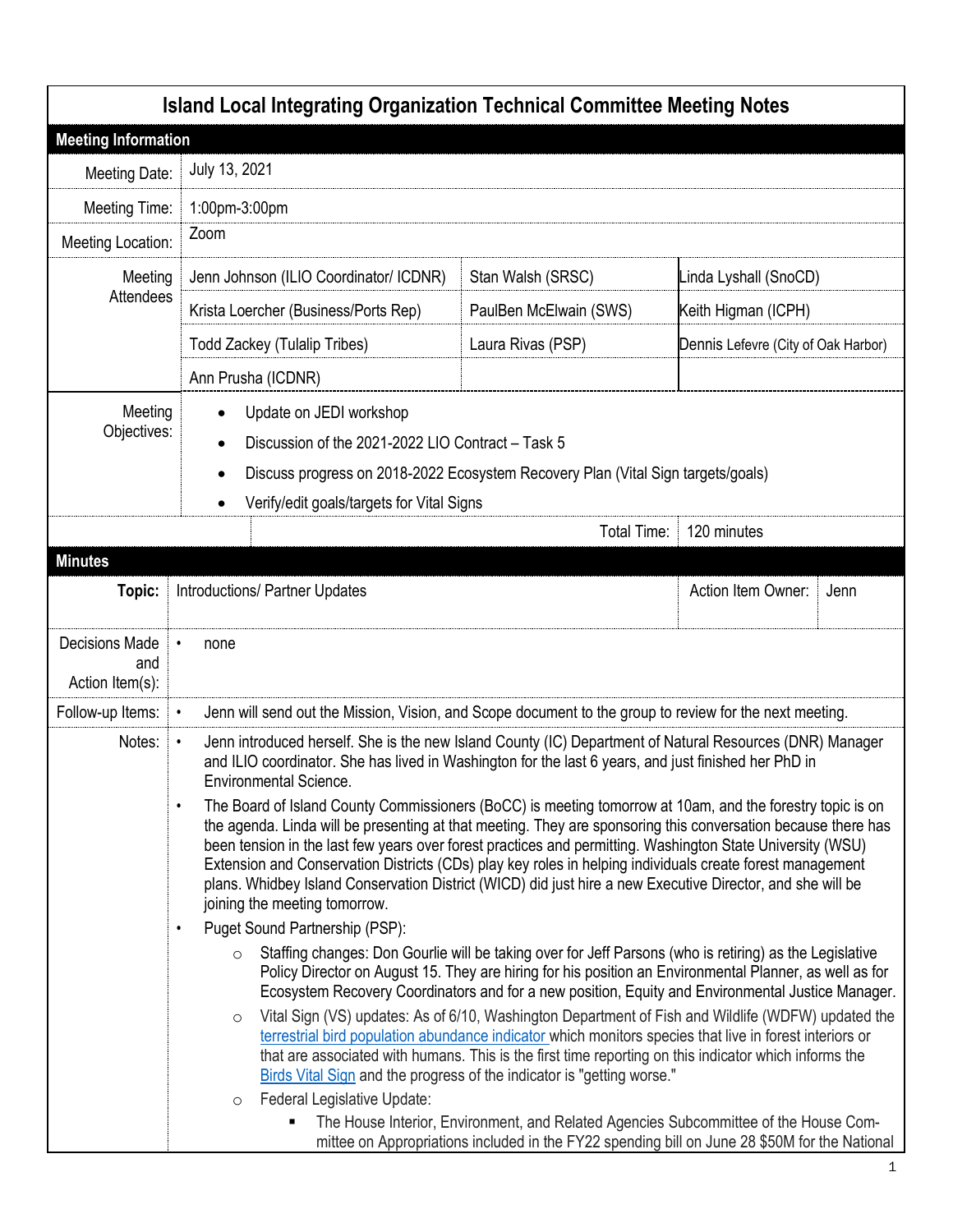# Island Local Integrating Organization Technical Committee Meeting Notes

## Meeting Information

| | | | |
|---|---|---|---|
| Meeting Date: | July 13, 2021 | | |
| Meeting Time: | 1:00pm-3:00pm | | |
| Meeting Location: | Zoom | | |
| Meeting Attendees | Jenn Johnson (ILIO Coordinator/ ICDNR) | Stan Walsh (SRSC) | Linda Lyshall (SnoCD) |
| | Krista Loercher (Business/Ports Rep) | PaulBen McElwain (SWS) | Keith Higman (ICPH) |
| | Todd Zackey (Tulalip Tribes) | Laura Rivas (PSP) | Dennis Lefevre (City of Oak Harbor) |
| | Ann Prusha (ICDNR) | | |

**Meeting Objectives:**

- Update on JEDI workshop
- Discussion of the 2021-2022 LIO Contract – Task 5
- Discuss progress on 2018-2022 Ecosystem Recovery Plan (Vital Sign targets/goals)
- Verify/edit goals/targets for Vital Signs

Total Time: 120 minutes

## Minutes

**Topic:** Introductions/ Partner Updates — **Action Item Owner:** Jenn

**Decisions Made and Action Item(s):**

- none

**Follow-up Items:**

- Jenn will send out the Mission, Vision, and Scope document to the group to review for the next meeting.

**Notes:**

- Jenn introduced herself. She is the new Island County (IC) Department of Natural Resources (DNR) Manager and ILIO coordinator. She has lived in Washington for the last 6 years, and just finished her PhD in Environmental Science.
- The Board of Island County Commissioners (BoCC) is meeting tomorrow at 10am, and the forestry topic is on the agenda. Linda will be presenting at that meeting. They are sponsoring this conversation because there has been tension in the last few years over forest practices and permitting. Washington State University (WSU) Extension and Conservation Districts (CDs) play key roles in helping individuals create forest management plans. Whidbey Island Conservation District (WICD) did just hire a new Executive Director, and she will be joining the meeting tomorrow.
- Puget Sound Partnership (PSP):
  - Staffing changes: Don Gourlie will be taking over for Jeff Parsons (who is retiring) as the Legislative Policy Director on August 15. They are hiring for his position an Environmental Planner, as well as for Ecosystem Recovery Coordinators and for a new position, Equity and Environmental Justice Manager.
  - Vital Sign (VS) updates: As of 6/10, Washington Department of Fish and Wildlife (WDFW) updated the terrestrial bird population abundance indicator which monitors species that live in forest interiors or that are associated with humans. This is the first time reporting on this indicator which informs the Birds Vital Sign and the progress of the indicator is "getting worse."
  - Federal Legislative Update:
    - The House Interior, Environment, and Related Agencies Subcommittee of the House Committee on Appropriations included in the FY22 spending bill on June 28 $50M for the National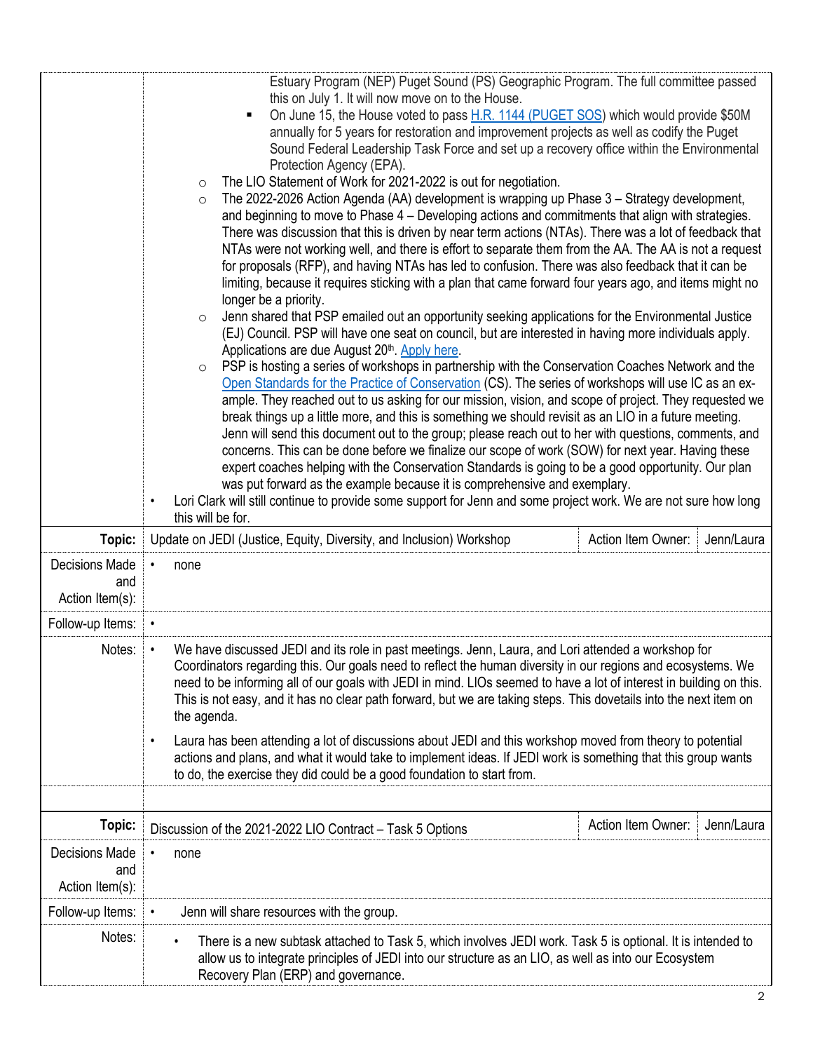|  |  |
|---|---|
|  | Estuary Program (NEP) Puget Sound (PS) Geographic Program. The full committee passed this on July 1. It will now move on to the House.<br>▪ On June 15, the House voted to pass [H.R. 1144 (PUGET SOS)]() which would provide $50M annually for 5 years for restoration and improvement projects as well as codify the Puget Sound Federal Leadership Task Force and set up a recovery office within the Environmental Protection Agency (EPA).<br>○ The LIO Statement of Work for 2021-2022 is out for negotiation.<br>○ The 2022-2026 Action Agenda (AA) development is wrapping up Phase 3 – Strategy development, and beginning to move to Phase 4 – Developing actions and commitments that align with strategies. There was discussion that this is driven by near term actions (NTAs). There was a lot of feedback that NTAs were not working well, and there is effort to separate them from the AA. The AA is not a request for proposals (RFP), and having NTAs has led to confusion. There was also feedback that it can be limiting, because it requires sticking with a plan that came forward four years ago, and items might no longer be a priority.<br>○ Jenn shared that PSP emailed out an opportunity seeking applications for the Environmental Justice (EJ) Council. PSP will have one seat on council, but are interested in having more individuals apply. Applications are due August 20th. [Apply here]().<br>○ PSP is hosting a series of workshops in partnership with the Conservation Coaches Network and the [Open Standards for the Practice of Conservation]() (CS). The series of workshops will use IC as an example. They reached out to us asking for our mission, vision, and scope of project. They requested we break things up a little more, and this is something we should revisit as an LIO in a future meeting. Jenn will send this document out to the group; please reach out to her with questions, comments, and concerns. This can be done before we finalize our scope of work (SOW) for next year. Having these expert coaches helping with the Conservation Standards is going to be a good opportunity. Our plan was put forward as the example because it is comprehensive and exemplary.<br>• Lori Clark will still continue to provide some support for Jenn and some project work. We are not sure how long this will be for. |

| **Topic:** | Update on JEDI (Justice, Equity, Diversity, and Inclusion) Workshop | Action Item Owner: | Jenn/Laura |
|---|---|---|---|
| Decisions Made and Action Item(s): | • none | | |
| Follow-up Items: | • | | |
| Notes: | • We have discussed JEDI and its role in past meetings. Jenn, Laura, and Lori attended a workshop for Coordinators regarding this. Our goals need to reflect the human diversity in our regions and ecosystems. We need to be informing all of our goals with JEDI in mind. LIOs seemed to have a lot of interest in building on this. This is not easy, and it has no clear path forward, but we are taking steps. This dovetails into the next item on the agenda.<br>• Laura has been attending a lot of discussions about JEDI and this workshop moved from theory to potential actions and plans, and what it would take to implement ideas. If JEDI work is something that this group wants to do, the exercise they did could be a good foundation to start from. | | |

| **Topic:** | Discussion of the 2021-2022 LIO Contract – Task 5 Options | Action Item Owner: | Jenn/Laura |
|---|---|---|---|
| Decisions Made and Action Item(s): | • none | | |
| Follow-up Items: | • Jenn will share resources with the group. | | |
| Notes: | • There is a new subtask attached to Task 5, which involves JEDI work. Task 5 is optional. It is intended to allow us to integrate principles of JEDI into our structure as an LIO, as well as into our Ecosystem Recovery Plan (ERP) and governance. | | |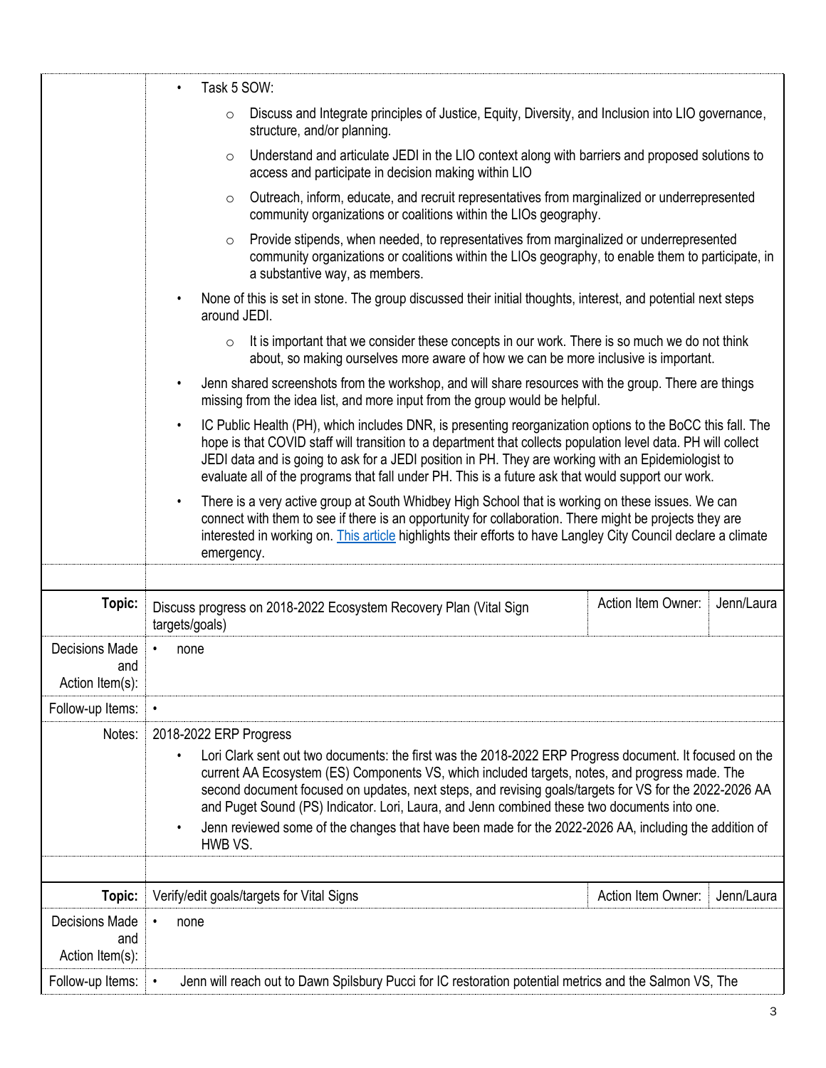| | |
|---|---|
| | • Task 5 SOW:<br>  ○ Discuss and Integrate principles of Justice, Equity, Diversity, and Inclusion into LIO governance, structure, and/or planning.<br>  ○ Understand and articulate JEDI in the LIO context along with barriers and proposed solutions to access and participate in decision making within LIO<br>  ○ Outreach, inform, educate, and recruit representatives from marginalized or underrepresented community organizations or coalitions within the LIOs geography.<br>  ○ Provide stipends, when needed, to representatives from marginalized or underrepresented community organizations or coalitions within the LIOs geography, to enable them to participate, in a substantive way, as members.<br>• None of this is set in stone. The group discussed their initial thoughts, interest, and potential next steps around JEDI.<br>  ○ It is important that we consider these concepts in our work. There is so much we do not think about, so making ourselves more aware of how we can be more inclusive is important.<br>• Jenn shared screenshots from the workshop, and will share resources with the group. There are things missing from the idea list, and more input from the group would be helpful.<br>• IC Public Health (PH), which includes DNR, is presenting reorganization options to the BoCC this fall. The hope is that COVID staff will transition to a department that collects population level data. PH will collect JEDI data and is going to ask for a JEDI position in PH. They are working with an Epidemiologist to evaluate all of the programs that fall under PH. This is a future ask that would support our work.<br>• There is a very active group at South Whidbey High School that is working on these issues. We can connect with them to see if there is an opportunity for collaboration. There might be projects they are interested in working on. [This article](#) highlights their efforts to have Langley City Council declare a climate emergency. |

| | | | |
|---|---|---|---|
| **Topic:** | Discuss progress on 2018-2022 Ecosystem Recovery Plan (Vital Sign targets/goals) | Action Item Owner: | Jenn/Laura |
| Decisions Made and Action Item(s): | • none | | |
| Follow-up Items: | • | | |
| Notes: | 2018-2022 ERP Progress<br>• Lori Clark sent out two documents: the first was the 2018-2022 ERP Progress document. It focused on the current AA Ecosystem (ES) Components VS, which included targets, notes, and progress made. The second document focused on updates, next steps, and revising goals/targets for VS for the 2022-2026 AA and Puget Sound (PS) Indicator. Lori, Laura, and Jenn combined these two documents into one.<br>• Jenn reviewed some of the changes that have been made for the 2022-2026 AA, including the addition of HWB VS. | | |

| | | | |
|---|---|---|---|
| **Topic:** | Verify/edit goals/targets for Vital Signs | Action Item Owner: | Jenn/Laura |
| Decisions Made and Action Item(s): | • none | | |
| Follow-up Items: | • Jenn will reach out to Dawn Spilsbury Pucci for IC restoration potential metrics and the Salmon VS, The | | |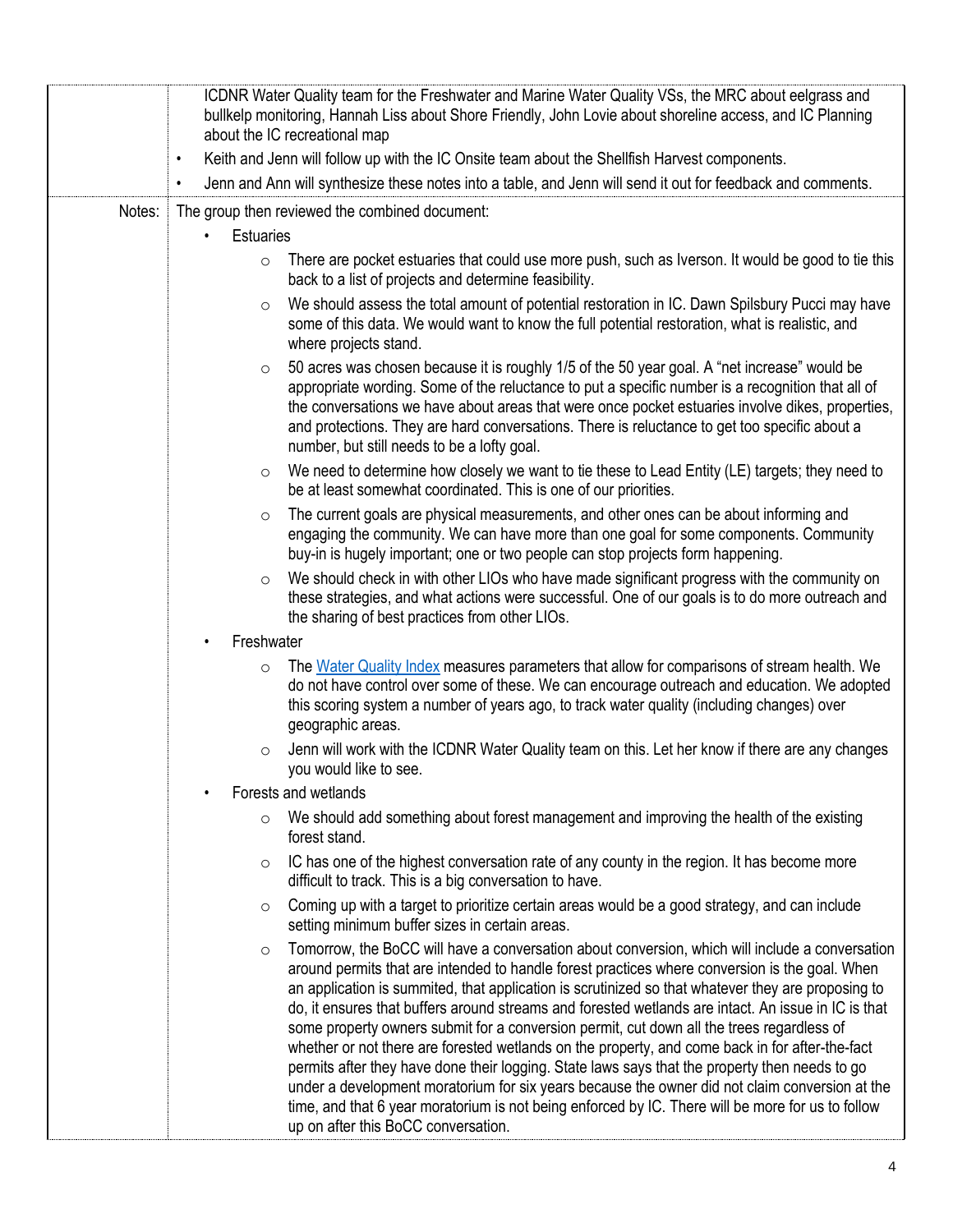| | |
|---|---|
| | ICDNR Water Quality team for the Freshwater and Marine Water Quality VSs, the MRC about eelgrass and bullkelp monitoring, Hannah Liss about Shore Friendly, John Lovie about shoreline access, and IC Planning about the IC recreational map<br>• Keith and Jenn will follow up with the IC Onsite team about the Shellfish Harvest components.<br>• Jenn and Ann will synthesize these notes into a table, and Jenn will send it out for feedback and comments. |
| Notes: | The group then reviewed the combined document:<br>• Estuaries<br>  ○ There are pocket estuaries that could use more push, such as Iverson. It would be good to tie this back to a list of projects and determine feasibility.<br>  ○ We should assess the total amount of potential restoration in IC. Dawn Spilsbury Pucci may have some of this data. We would want to know the full potential restoration, what is realistic, and where projects stand.<br>  ○ 50 acres was chosen because it is roughly 1/5 of the 50 year goal. A "net increase" would be appropriate wording. Some of the reluctance to put a specific number is a recognition that all of the conversations we have about areas that were once pocket estuaries involve dikes, properties, and protections. They are hard conversations. There is reluctance to get too specific about a number, but still needs to be a lofty goal.<br>  ○ We need to determine how closely we want to tie these to Lead Entity (LE) targets; they need to be at least somewhat coordinated. This is one of our priorities.<br>  ○ The current goals are physical measurements, and other ones can be about informing and engaging the community. We can have more than one goal for some components. Community buy-in is hugely important; one or two people can stop projects form happening.<br>  ○ We should check in with other LIOs who have made significant progress with the community on these strategies, and what actions were successful. One of our goals is to do more outreach and the sharing of best practices from other LIOs.<br>• Freshwater<br>  ○ The Water Quality Index measures parameters that allow for comparisons of stream health. We do not have control over some of these. We can encourage outreach and education. We adopted this scoring system a number of years ago, to track water quality (including changes) over geographic areas.<br>  ○ Jenn will work with the ICDNR Water Quality team on this. Let her know if there are any changes you would like to see.<br>• Forests and wetlands<br>  ○ We should add something about forest management and improving the health of the existing forest stand.<br>  ○ IC has one of the highest conversation rate of any county in the region. It has become more difficult to track. This is a big conversation to have.<br>  ○ Coming up with a target to prioritize certain areas would be a good strategy, and can include setting minimum buffer sizes in certain areas.<br>  ○ Tomorrow, the BoCC will have a conversation about conversion, which will include a conversation around permits that are intended to handle forest practices where conversion is the goal. When an application is summited, that application is scrutinized so that whatever they are proposing to do, it ensures that buffers around streams and forested wetlands are intact. An issue in IC is that some property owners submit for a conversion permit, cut down all the trees regardless of whether or not there are forested wetlands on the property, and come back in for after-the-fact permits after they have done their logging. State laws says that the property then needs to go under a development moratorium for six years because the owner did not claim conversion at the time, and that 6 year moratorium is not being enforced by IC. There will be more for us to follow up on after this BoCC conversation. |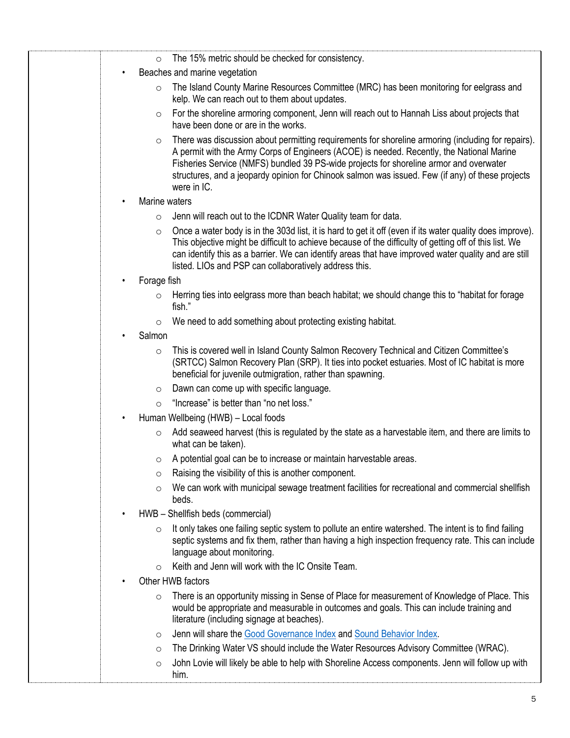- The 15% metric should be checked for consistency.
- Beaches and marine vegetation
  - The Island County Marine Resources Committee (MRC) has been monitoring for eelgrass and kelp. We can reach out to them about updates.
  - For the shoreline armoring component, Jenn will reach out to Hannah Liss about projects that have been done or are in the works.
  - There was discussion about permitting requirements for shoreline armoring (including for repairs). A permit with the Army Corps of Engineers (ACOE) is needed. Recently, the National Marine Fisheries Service (NMFS) bundled 39 PS-wide projects for shoreline armor and overwater structures, and a jeopardy opinion for Chinook salmon was issued. Few (if any) of these projects were in IC.
- Marine waters
  - Jenn will reach out to the ICDNR Water Quality team for data.
  - Once a water body is in the 303d list, it is hard to get it off (even if its water quality does improve). This objective might be difficult to achieve because of the difficulty of getting off of this list. We can identify this as a barrier. We can identify areas that have improved water quality and are still listed. LIOs and PSP can collaboratively address this.
- Forage fish
  - Herring ties into eelgrass more than beach habitat; we should change this to "habitat for forage fish."
  - We need to add something about protecting existing habitat.
- Salmon
  - This is covered well in Island County Salmon Recovery Technical and Citizen Committee's (SRTCC) Salmon Recovery Plan (SRP). It ties into pocket estuaries. Most of IC habitat is more beneficial for juvenile outmigration, rather than spawning.
  - Dawn can come up with specific language.
  - "Increase" is better than "no net loss."
- Human Wellbeing (HWB) – Local foods
  - Add seaweed harvest (this is regulated by the state as a harvestable item, and there are limits to what can be taken).
  - A potential goal can be to increase or maintain harvestable areas.
  - Raising the visibility of this is another component.
  - We can work with municipal sewage treatment facilities for recreational and commercial shellfish beds.
- HWB – Shellfish beds (commercial)
  - It only takes one failing septic system to pollute an entire watershed. The intent is to find failing septic systems and fix them, rather than having a high inspection frequency rate. This can include language about monitoring.
  - Keith and Jenn will work with the IC Onsite Team.
- Other HWB factors
  - There is an opportunity missing in Sense of Place for measurement of Knowledge of Place. This would be appropriate and measurable in outcomes and goals. This can include training and literature (including signage at beaches).
  - Jenn will share the Good Governance Index and Sound Behavior Index.
  - The Drinking Water VS should include the Water Resources Advisory Committee (WRAC).
  - John Lovie will likely be able to help with Shoreline Access components. Jenn will follow up with him.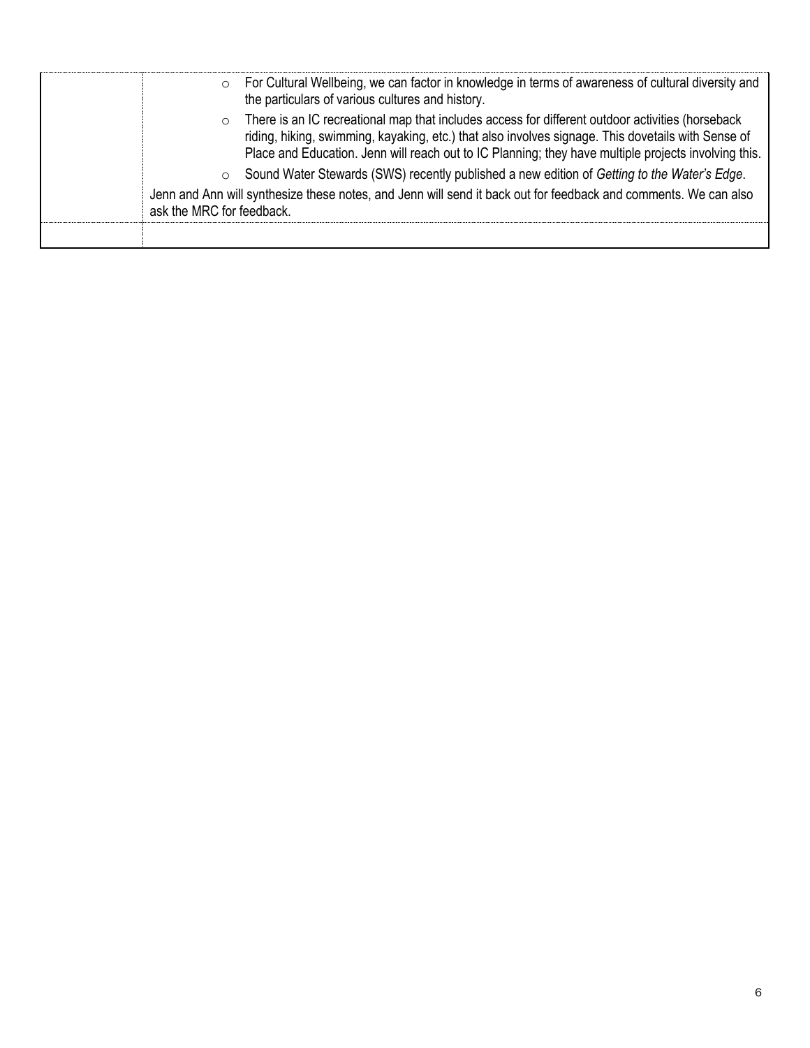| | |
|---|---|
| | ◦ For Cultural Wellbeing, we can factor in knowledge in terms of awareness of cultural diversity and the particulars of various cultures and history.<br>◦ There is an IC recreational map that includes access for different outdoor activities (horseback riding, hiking, swimming, kayaking, etc.) that also involves signage. This dovetails with Sense of Place and Education. Jenn will reach out to IC Planning; they have multiple projects involving this.<br>◦ Sound Water Stewards (SWS) recently published a new edition of *Getting to the Water's Edge*.<br><br>Jenn and Ann will synthesize these notes, and Jenn will send it back out for feedback and comments. We can also ask the MRC for feedback. |
| | |